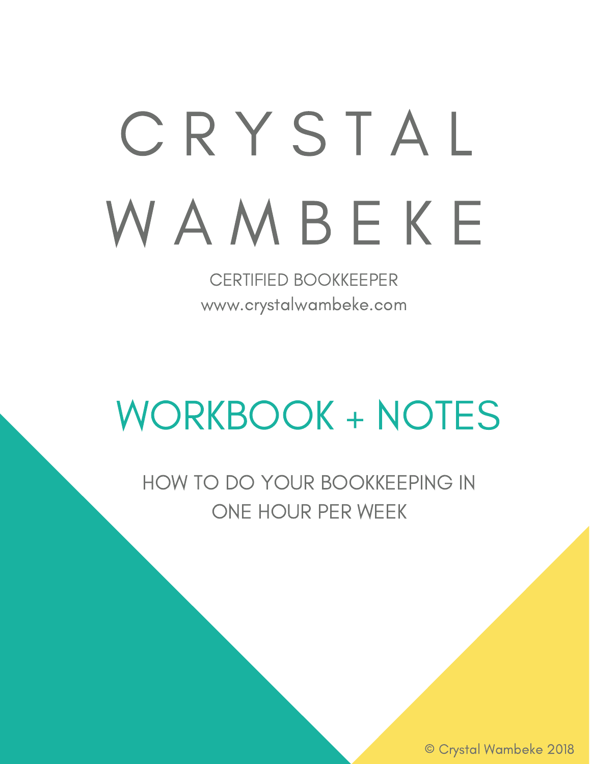# CRYSTAL WAMBEKE

CERTIFIED BOOKKEEPER

www.crystalwambeke.com

## WORKBOOK + NOTES

HOW TO DO YOUR BOOKKEEPING IN ONE HOUR PER WEEK

© Crystal Wambeke 2018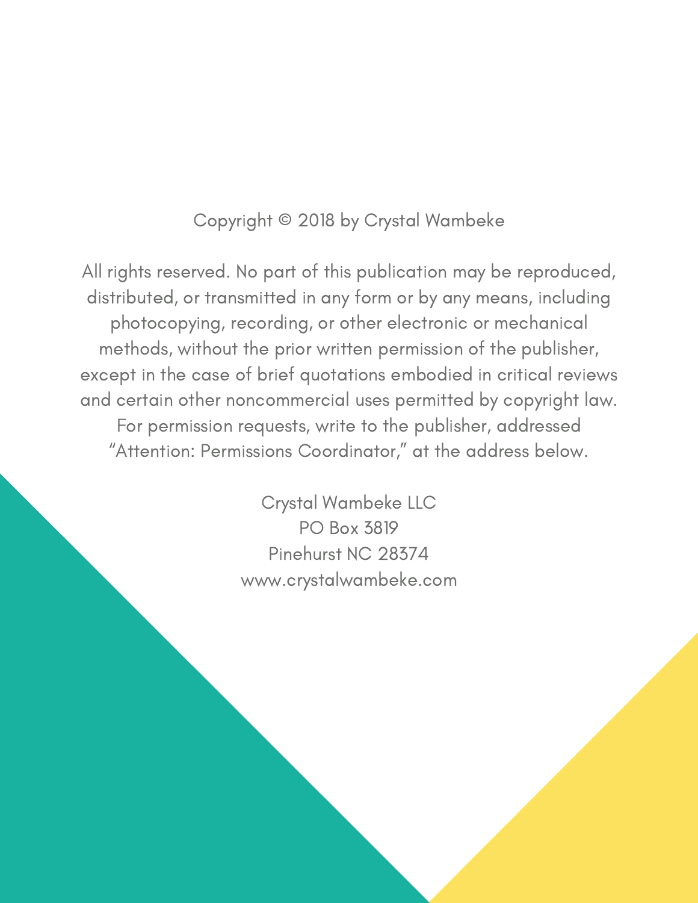Copyright © 2018 by Crystal Wambeke

All rights reserved. No part of this publication may be reproduced, distributed, or transmitted in any form or by any means, including photocopying, recording, or other electronic or mechanical methods, without the prior written permission of the publisher, except in the case of brief quotations embodied in critical reviews and certain other noncommercial uses permitted by copyright law. For permission requests, write to the publisher, addressed "Attention: Permissions Coordinator," at the address below.

Crystal Wambeke LLC
PO Box 3819
Pinehurst NC 28374
www.crystalwambeke.com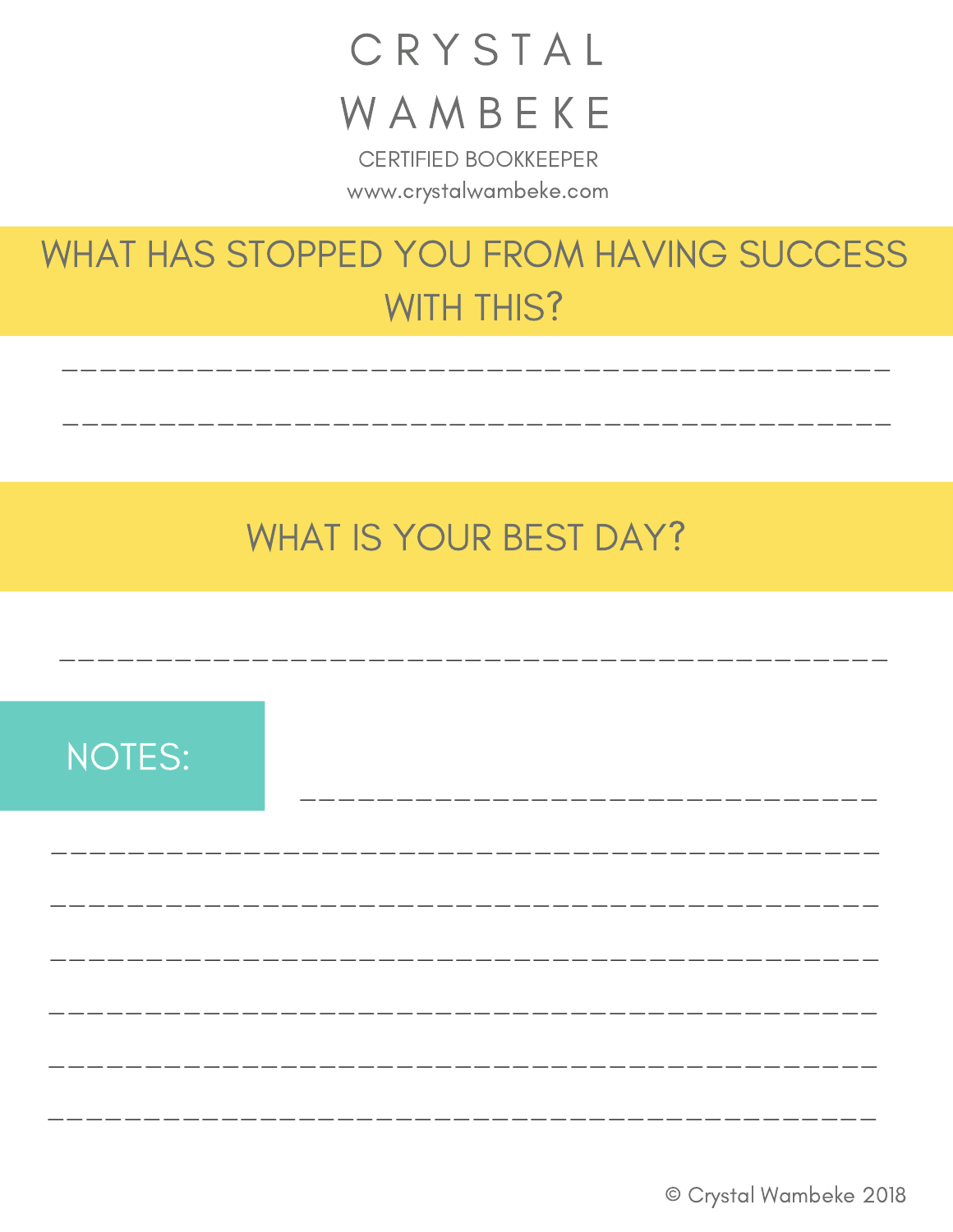# CRYSTAL WAMBEKE

CERTIFIED BOOKKEEPER

www.crystalwambeke.com

## WHAT HAS STOPPED YOU FROM HAVING SUCCESS WITH THIS?

__________________________________________________

__________________________________________________

## WHAT IS YOUR BEST DAY?

__________________________________________________

## NOTES:

__________________________________

__________________________________________________

__________________________________________________

__________________________________________________

__________________________________________________

__________________________________________________

__________________________________________________

© Crystal Wambeke 2018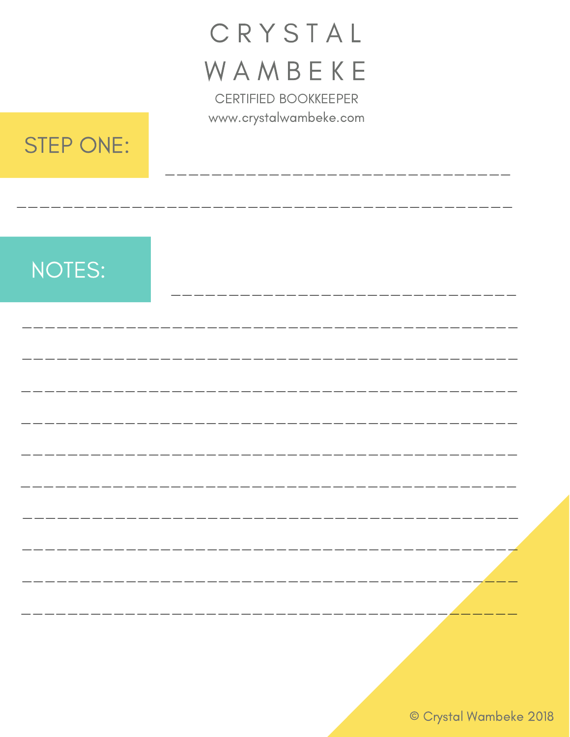# CRYSTAL WAMBEKE

CERTIFIED BOOKKEEPER

www.crystalwambeke.com

## STEP ONE:

______________________________

__________________________________________

## NOTES:

______________________________

__________________________________________

__________________________________________

__________________________________________

__________________________________________

__________________________________________

__________________________________________

__________________________________________

__________________________________________

__________________________________________

__________________________________________

© Crystal Wambeke 2018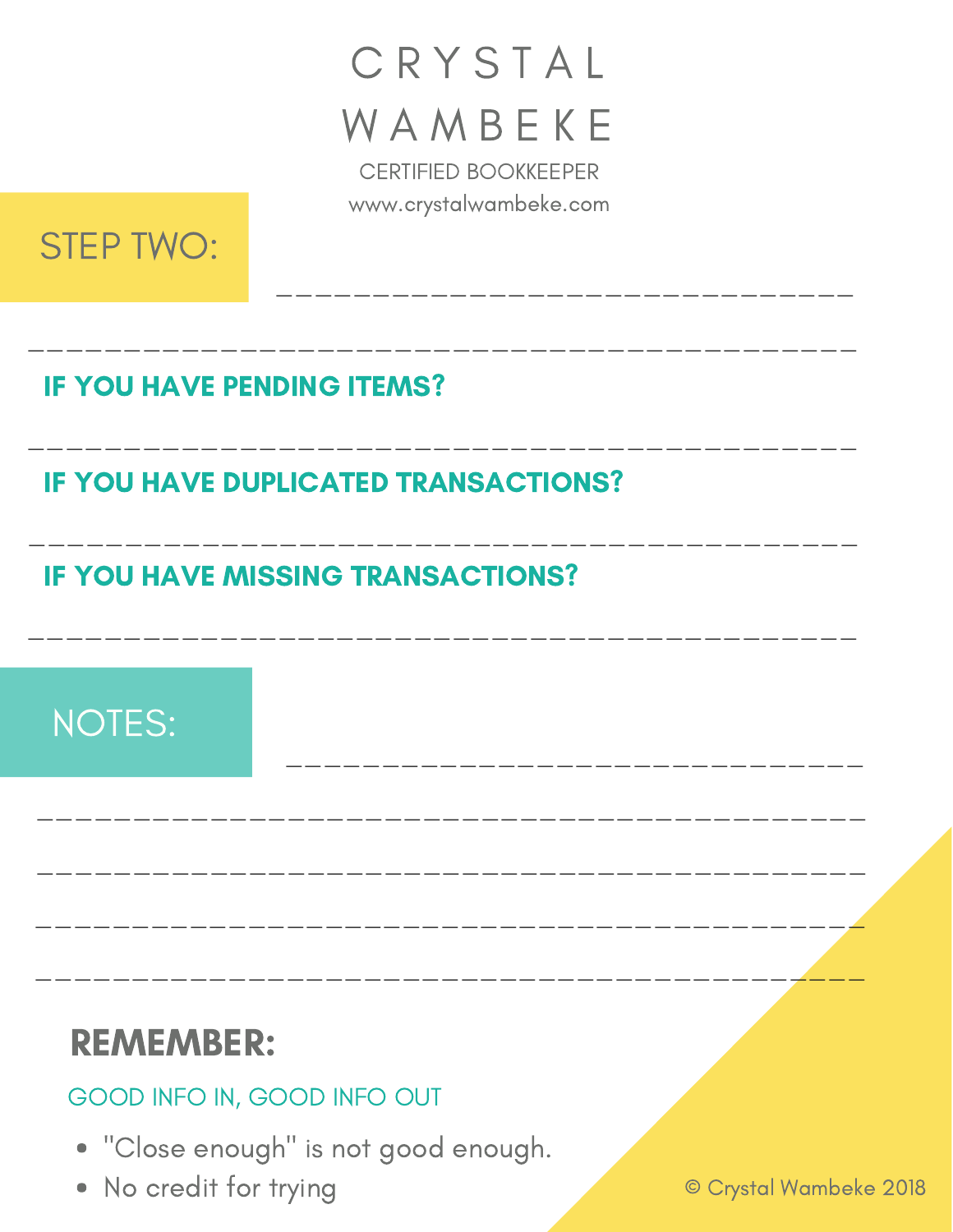# CRYSTAL WAMBEKE

CERTIFIED BOOKKEEPER

www.crystalwambeke.com

## STEP TWO:

______________________________

______________________________________________

**IF YOU HAVE PENDING ITEMS?**

______________________________________________

**IF YOU HAVE DUPLICATED TRANSACTIONS?**

______________________________________________

**IF YOU HAVE MISSING TRANSACTIONS?**

______________________________________________

## NOTES:

______________________________

______________________________________________

______________________________________________

______________________________________________

______________________________________________

## REMEMBER:

GOOD INFO IN, GOOD INFO OUT

- "Close enough" is not good enough.
- No credit for trying

© Crystal Wambeke 2018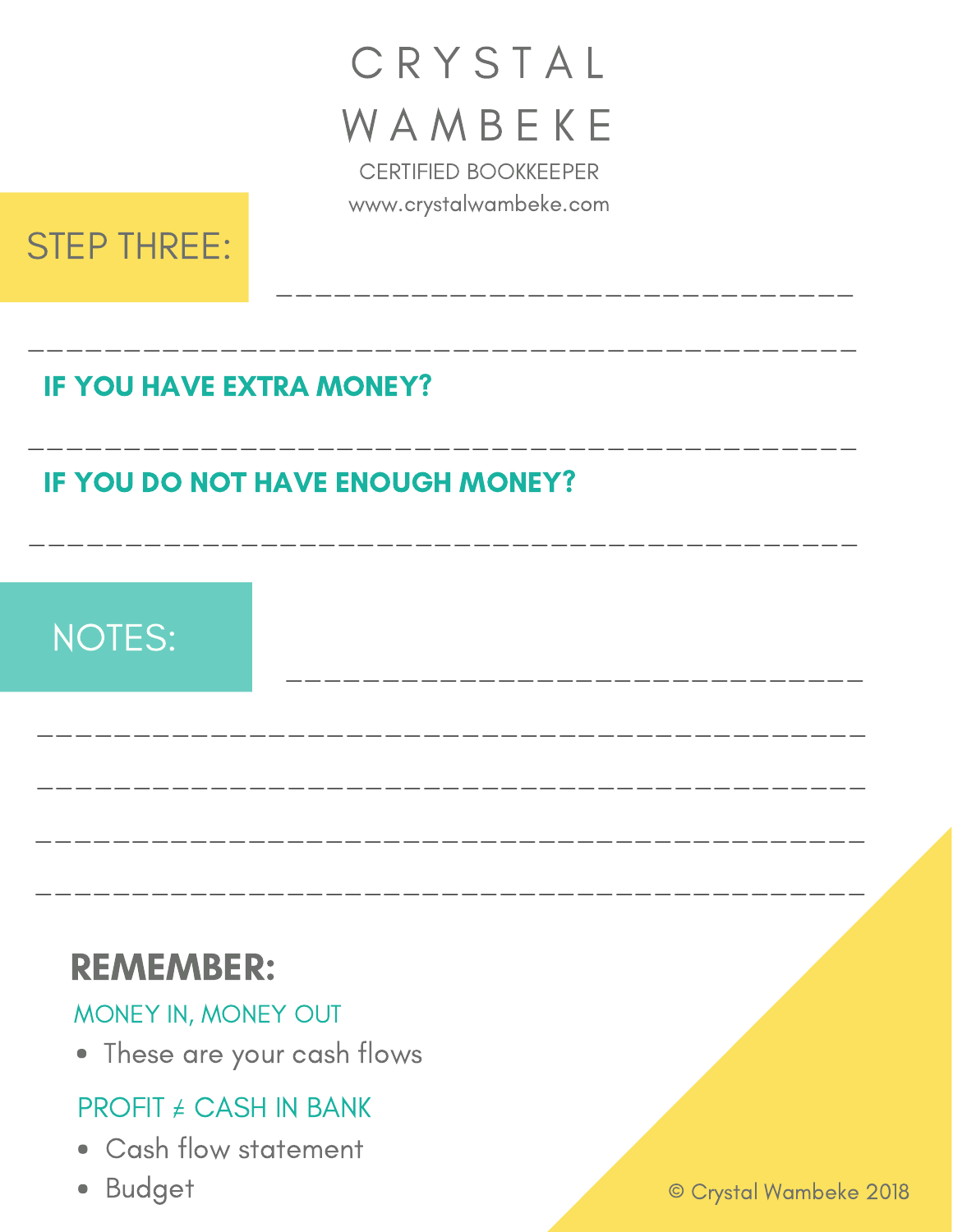# CRYSTAL WAMBEKE

CERTIFIED BOOKKEEPER

www.crystalwambeke.com

## STEP THREE:

_______________________________

_____________________________________________

**IF YOU HAVE EXTRA MONEY?**

_____________________________________________

**IF YOU DO NOT HAVE ENOUGH MONEY?**

_____________________________________________

## NOTES:

_______________________________

_____________________________________________

_____________________________________________

_____________________________________________

_____________________________________________

## REMEMBER:

MONEY IN, MONEY OUT

- These are your cash flows

PROFIT ≠ CASH IN BANK

- Cash flow statement
- Budget

© Crystal Wambeke 2018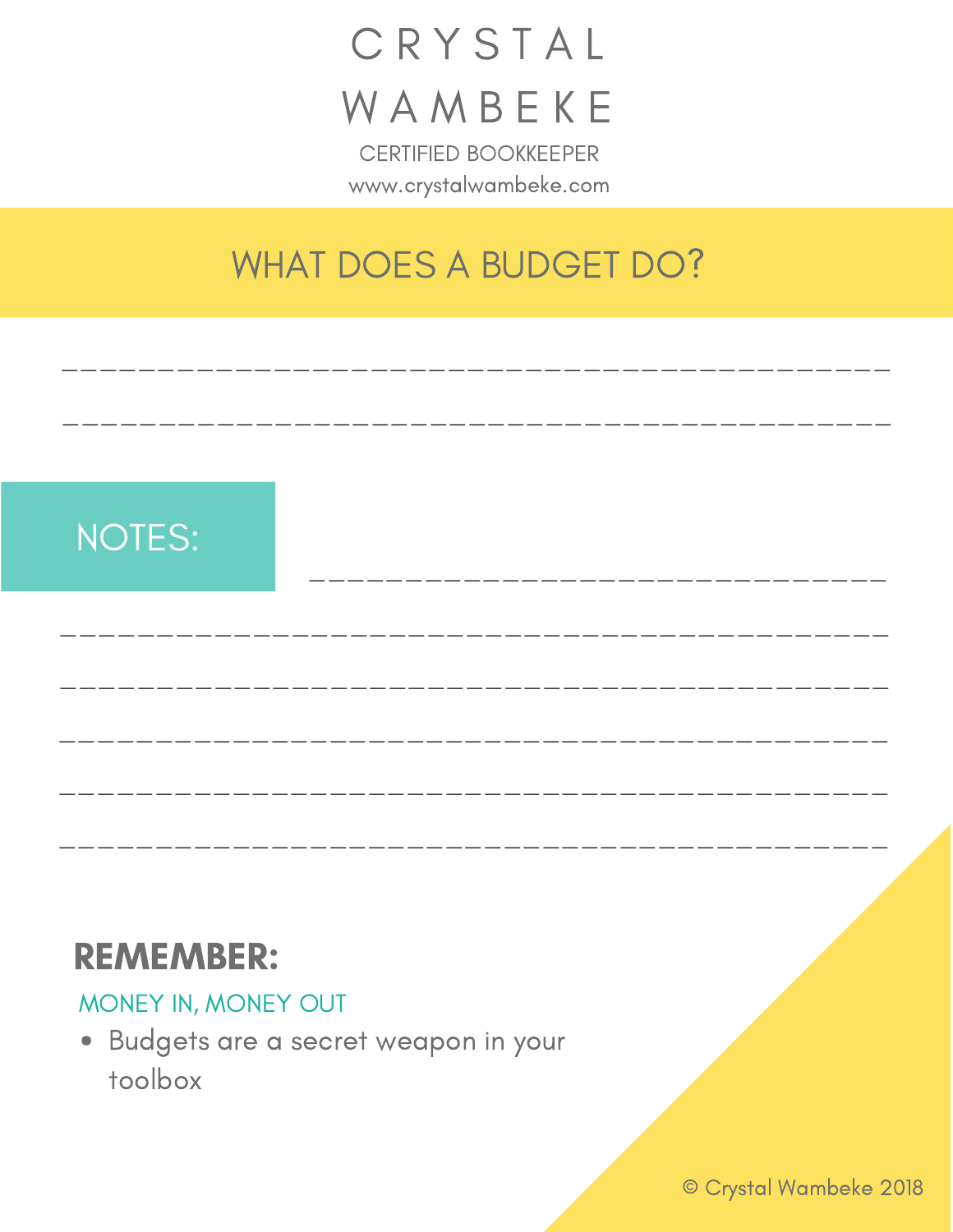# CRYSTAL WAMBEKE

CERTIFIED BOOKKEEPER

www.crystalwambeke.com

## WHAT DOES A BUDGET DO?

\_\_\_\_\_\_\_\_\_\_\_\_\_\_\_\_\_\_\_\_\_\_\_\_\_\_\_\_\_\_\_\_\_\_\_\_\_\_\_\_\_\_\_\_

\_\_\_\_\_\_\_\_\_\_\_\_\_\_\_\_\_\_\_\_\_\_\_\_\_\_\_\_\_\_\_\_\_\_\_\_\_\_\_\_\_\_\_\_

## NOTES:

\_\_\_\_\_\_\_\_\_\_\_\_\_\_\_\_\_\_\_\_\_\_\_\_\_\_\_\_\_\_\_

\_\_\_\_\_\_\_\_\_\_\_\_\_\_\_\_\_\_\_\_\_\_\_\_\_\_\_\_\_\_\_\_\_\_\_\_\_\_\_\_\_\_\_\_

\_\_\_\_\_\_\_\_\_\_\_\_\_\_\_\_\_\_\_\_\_\_\_\_\_\_\_\_\_\_\_\_\_\_\_\_\_\_\_\_\_\_\_\_

\_\_\_\_\_\_\_\_\_\_\_\_\_\_\_\_\_\_\_\_\_\_\_\_\_\_\_\_\_\_\_\_\_\_\_\_\_\_\_\_\_\_\_\_

\_\_\_\_\_\_\_\_\_\_\_\_\_\_\_\_\_\_\_\_\_\_\_\_\_\_\_\_\_\_\_\_\_\_\_\_\_\_\_\_\_\_\_\_

\_\_\_\_\_\_\_\_\_\_\_\_\_\_\_\_\_\_\_\_\_\_\_\_\_\_\_\_\_\_\_\_\_\_\_\_\_\_\_\_\_\_\_\_

## REMEMBER:

MONEY IN, MONEY OUT

- Budgets are a secret weapon in your toolbox

© Crystal Wambeke 2018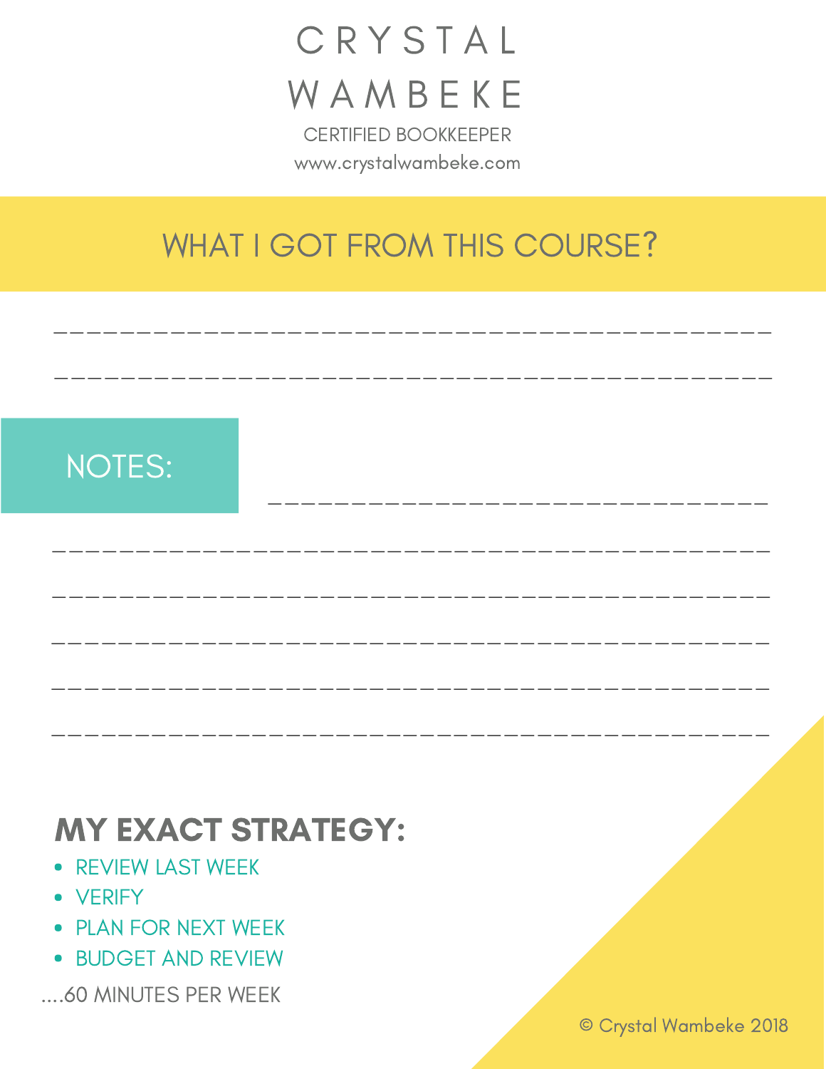# CRYSTAL WAMBEKE

CERTIFIED BOOKKEEPER

www.crystalwambeke.com

## WHAT I GOT FROM THIS COURSE?

_______________________________________________

_______________________________________________

## NOTES:

_______________________________________________

_______________________________________________

_______________________________________________

_______________________________________________

_______________________________________________

_______________________________________________

## MY EXACT STRATEGY:

- REVIEW LAST WEEK
- VERIFY
- PLAN FOR NEXT WEEK
- BUDGET AND REVIEW

....60 MINUTES PER WEEK

© Crystal Wambeke 2018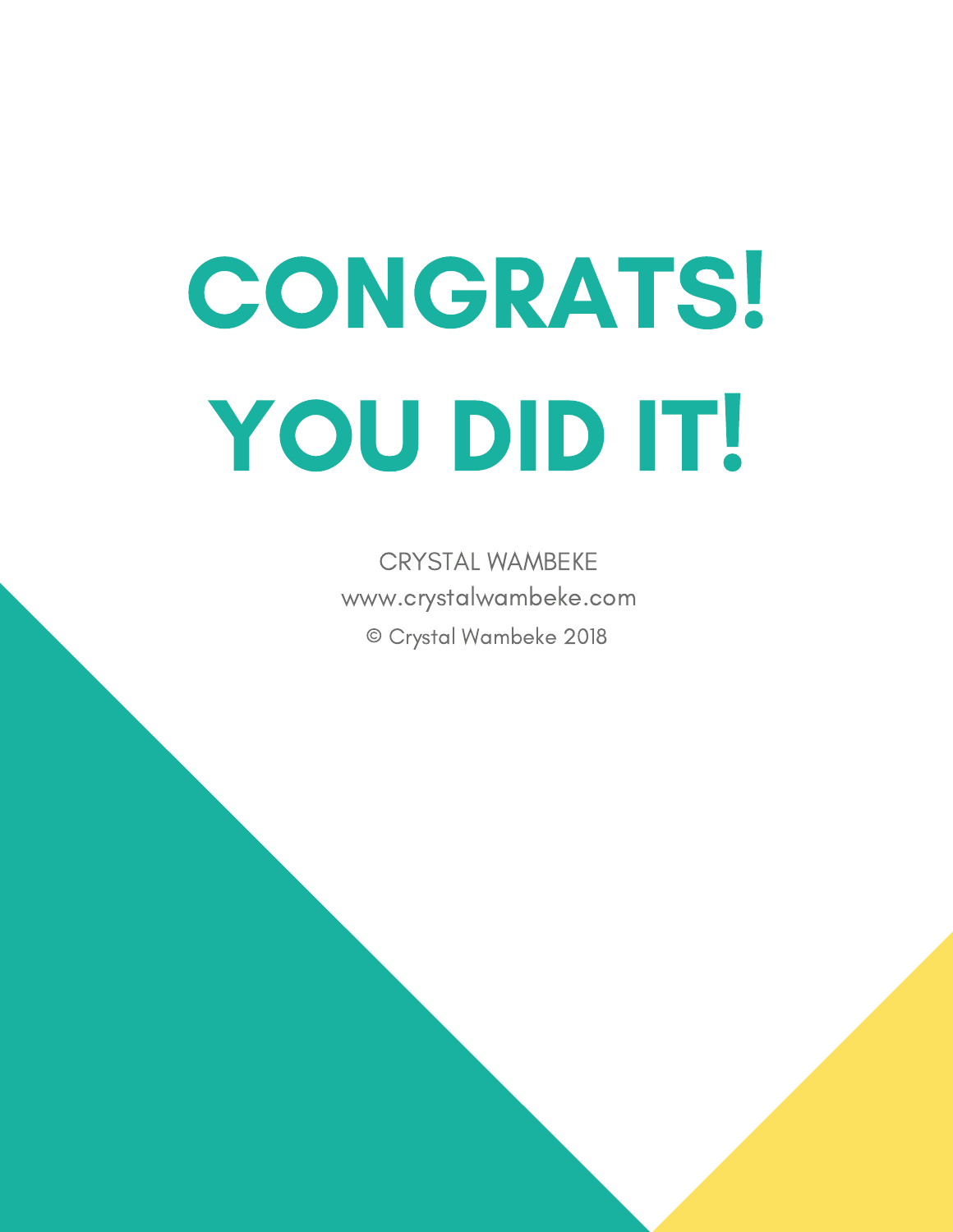# CONGRATS!
# YOU DID IT!

CRYSTAL WAMBEKE

www.crystalwambeke.com

© Crystal Wambeke 2018